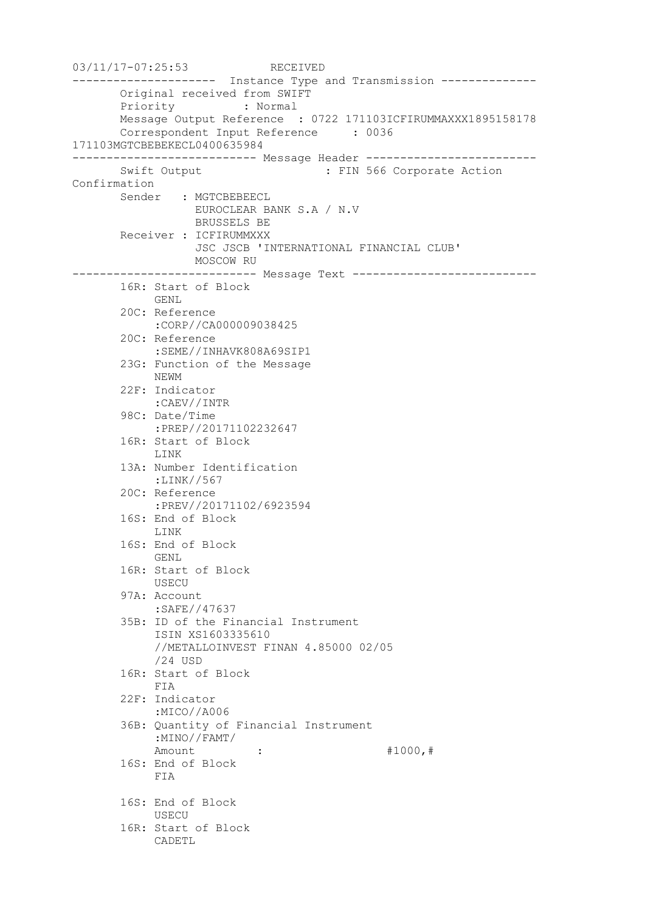```
03/11/17-07:25:53            RECEIVED
---------------------  Instance Type and Transmission --------------
       Original received from SWIFT
       Priority          : Normal
       Message Output Reference  : 0722 171103ICFIRUMMAXXX1895158178
       Correspondent Input Reference     : 0036
171103MGTCBEBEKECL0400635984
--------------------------- Message Header -------------------------
       Swift Output                  : FIN 566 Corporate Action
Confirmation
       Sender   : MGTCBEBEECL
                  EUROCLEAR BANK S.A / N.V
                  BRUSSELS BE
       Receiver : ICFIRUMMXXX
                  JSC JSCB 'INTERNATIONAL FINANCIAL CLUB'
                  MOSCOW RU
--------------------------- Message Text ---------------------------
       16R: Start of Block
            GENL
       20C: Reference
            :CORP//CA000009038425
       20C: Reference
            :SEME//INHAVK808A69SIP1
       23G: Function of the Message
            NEWM
       22F: Indicator
            :CAEV//INTR
       98C: Date/Time
            :PREP//20171102232647
       16R: Start of Block
            LINK
       13A: Number Identification
            :LINK//567
       20C: Reference
            :PREV//20171102/6923594
       16S: End of Block
            LINK
       16S: End of Block
            GENL
       16R: Start of Block
            USECU
       97A: Account
            :SAFE//47637
       35B: ID of the Financial Instrument
            ISIN XS1603335610
            //METALLOINVEST FINAN 4.85000 02/05
            /24 USD
       16R: Start of Block
            FIA
       22F: Indicator
            :MICO//A006
       36B: Quantity of Financial Instrument
            :MINO//FAMT/
            Amount         :                    #1000,#
       16S: End of Block
            FIA

       16S: End of Block
            USECU
       16R: Start of Block
            CADETL
```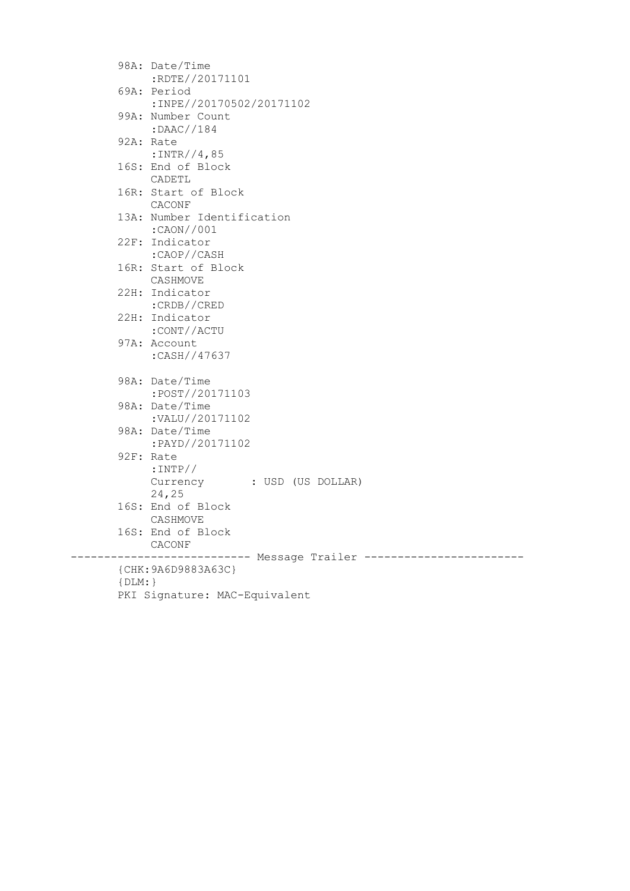```
98A: Date/Time
     :RDTE//20171101
69A: Period
     :INPE//20170502/20171102
99A: Number Count
     :DAAC//184
92A: Rate
     :INTR//4,85
16S: End of Block
     CADETL
16R: Start of Block
     CACONF
13A: Number Identification
     :CAON//001
22F: Indicator
     :CAOP//CASH
16R: Start of Block
     CASHMOVE
22H: Indicator
     :CRDB//CRED
22H: Indicator
     :CONT//ACTU
97A: Account
     :CASH//47637

98A: Date/Time
     :POST//20171103
98A: Date/Time
     :VALU//20171102
98A: Date/Time
     :PAYD//20171102
92F: Rate
     :INTP//
     Currency       : USD (US DOLLAR)
     24,25
16S: End of Block
     CASHMOVE
16S: End of Block
     CACONF
```

--------------------------- Message Trailer ------------------------

```
{CHK:9A6D9883A63C}
{DLM:}
PKI Signature: MAC-Equivalent
```